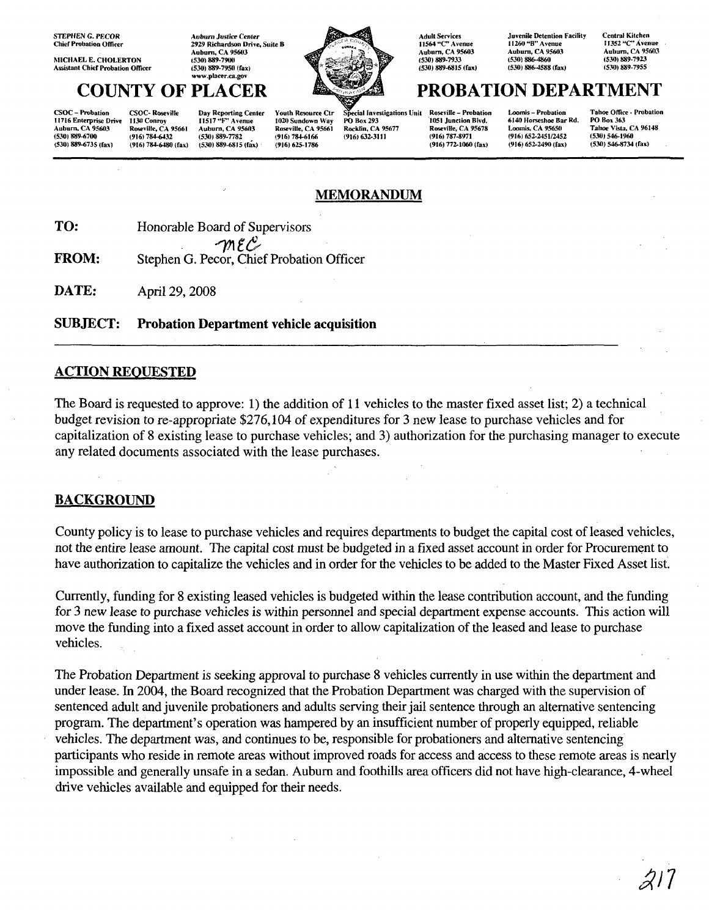STEPHEN G. PECOR
Chief Probation Officer

MICHAEL E. CHOLERTON
Assistant Chief Probation Officer

Auburn Justice Center
2929 Richardson Drive, Suite B
Auburn, CA 95603
(530) 889-7900
(530) 889-7950 (fax)
www.placer.ca.gov

Adult Services
11564 "C" Avenue
Auburn, CA 95603
(530) 889-7933
(530) 889-6815 (fax)

Juvenile Detention Facility
11260 "B" Avenue
Auburn, CA 95603
(530) 886-4860
(530) 886-4588 (fax)

Central Kitchen
11352 "C" Avenue
Auburn, CA 95603
(530) 889-7923
(530) 889-7955

# COUNTY OF PLACER PROBATION DEPARTMENT

CSOC – Probation
11716 Enterprise Drive
Auburn, CA 95603
(530) 889-6700
(530) 889-6735 (fax)

CSOC- Roseville
1130 Conroy
Roseville, CA 95661
(916) 784-6432
(916) 784-6480 (fax)

Day Reporting Center
11517 "F" Avenue
Auburn, CA 95603
(530) 889-7782
(530) 889-6815 (fax)

Youth Resource Ctr
1020 Sundown Way
Roseville, CA 95661
(916) 784-6166
(916) 625-1786

Special Investigations Unit
PO Box 293
Rocklin, CA 95677
(916) 632-3111

Roseville – Probation
1051 Junction Blvd.
Roseville, CA 95678
(916) 787-8971
(916) 772-1060 (fax)

Loomis – Probation
6140 Horseshoe Bar Rd.
Loomis, CA 95650
(916) 652-2451/2452
(916) 652-2490 (fax)

Tahoe Office - Probation
PO Box 363
Tahoe Vista, CA 96148
(530) 546-1960
(530) 546-8734 (fax)

## MEMORANDUM

**TO:** Honorable Board of Supervisors

**FROM:** Stephen G. Pecor, Chief Probation Officer

**DATE:** April 29, 2008

**SUBJECT: Probation Department vehicle acquisition**

### ACTION REQUESTED

The Board is requested to approve: 1) the addition of 11 vehicles to the master fixed asset list; 2) a technical budget revision to re-appropriate $276,104 of expenditures for 3 new lease to purchase vehicles and for capitalization of 8 existing lease to purchase vehicles; and 3) authorization for the purchasing manager to execute any related documents associated with the lease purchases.

### BACKGROUND

County policy is to lease to purchase vehicles and requires departments to budget the capital cost of leased vehicles, not the entire lease amount. The capital cost must be budgeted in a fixed asset account in order for Procurement to have authorization to capitalize the vehicles and in order for the vehicles to be added to the Master Fixed Asset list.

Currently, funding for 8 existing leased vehicles is budgeted within the lease contribution account, and the funding for 3 new lease to purchase vehicles is within personnel and special department expense accounts. This action will move the funding into a fixed asset account in order to allow capitalization of the leased and lease to purchase vehicles.

The Probation Department is seeking approval to purchase 8 vehicles currently in use within the department and under lease. In 2004, the Board recognized that the Probation Department was charged with the supervision of sentenced adult and juvenile probationers and adults serving their jail sentence through an alternative sentencing program. The department's operation was hampered by an insufficient number of properly equipped, reliable vehicles. The department was, and continues to be, responsible for probationers and alternative sentencing participants who reside in remote areas without improved roads for access and access to these remote areas is nearly impossible and generally unsafe in a sedan. Auburn and foothills area officers did not have high-clearance, 4-wheel drive vehicles available and equipped for their needs.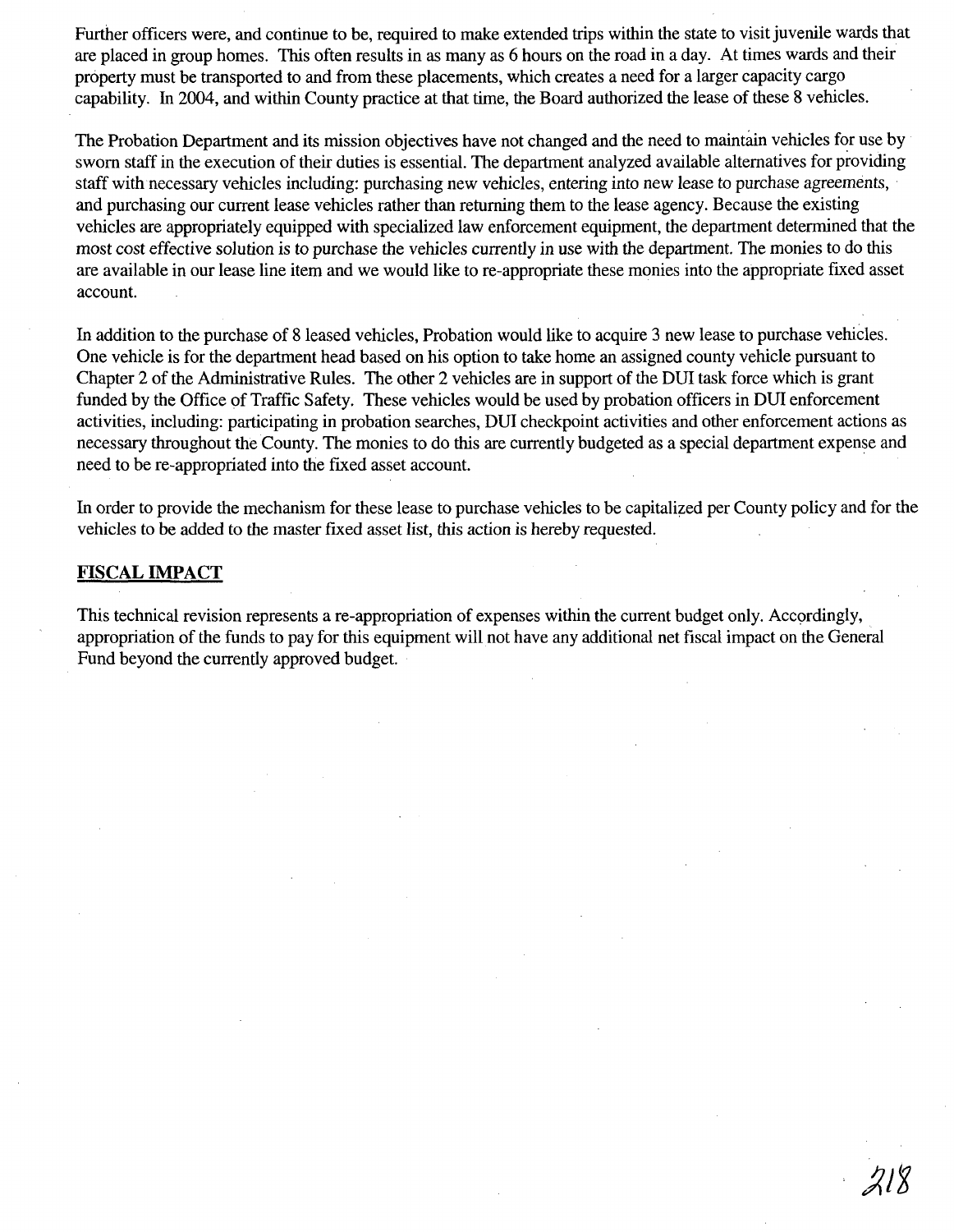Further officers were, and continue to be, required to make extended trips within the state to visit juvenile wards that are placed in group homes. This often results in as many as 6 hours on the road in a day. At times wards and their property must be transported to and from these placements, which creates a need for a larger capacity cargo capability. In 2004, and within County practice at that time, the Board authorized the lease of these 8 vehicles.

The Probation Department and its mission objectives have not changed and the need to maintain vehicles for use by sworn staff in the execution of their duties is essential. The department analyzed available alternatives for providing staff with necessary vehicles including: purchasing new vehicles, entering into new lease to purchase agreements, and purchasing our current lease vehicles rather than returning them to the lease agency. Because the existing vehicles are appropriately equipped with specialized law enforcement equipment, the department determined that the most cost effective solution is to purchase the vehicles currently in use with the department. The monies to do this are available in our lease line item and we would like to re-appropriate these monies into the appropriate fixed asset account.

In addition to the purchase of 8 leased vehicles, Probation would like to acquire 3 new lease to purchase vehicles. One vehicle is for the department head based on his option to take home an assigned county vehicle pursuant to Chapter 2 of the Administrative Rules. The other 2 vehicles are in support of the DUI task force which is grant funded by the Office of Traffic Safety. These vehicles would be used by probation officers in DUI enforcement activities, including: participating in probation searches, DUI checkpoint activities and other enforcement actions as necessary throughout the County. The monies to do this are currently budgeted as a special department expense and need to be re-appropriated into the fixed asset account.

In order to provide the mechanism for these lease to purchase vehicles to be capitalized per County policy and for the vehicles to be added to the master fixed asset list, this action is hereby requested.

## FISCAL IMPACT

This technical revision represents a re-appropriation of expenses within the current budget only. Accordingly, appropriation of the funds to pay for this equipment will not have any additional net fiscal impact on the General Fund beyond the currently approved budget.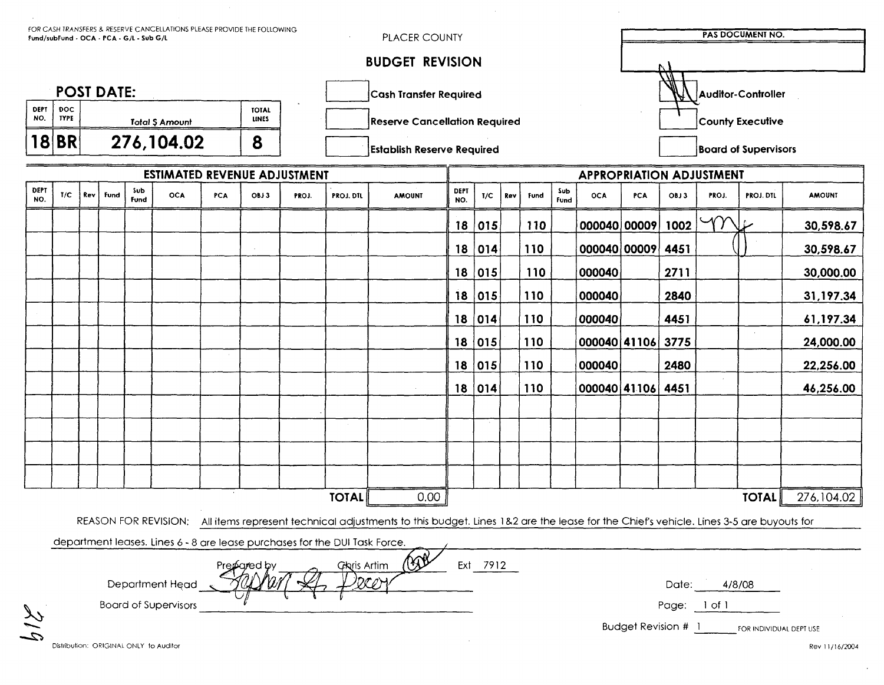FOR CASH TRANSFERS & RESERVE CANCELLATIONS PLEASE PROVIDE THE FOLLOWING
Fund/subFund - OCA - PCA - G/L - Sub G/L

PLACER COUNTY

# BUDGET REVISION

| PAS DOCUMENT NO. |
| --- |
| |

**POST DATE:**

| DEPT NO. | DOC TYPE | Total $ Amount | TOTAL LINES |
| --- | --- | --- | --- |
| 18 | BR | 276,104.02 | 8 |

- [ ] Cash Transfer Required
- [ ] Reserve Cancellation Required
- [ ] Establish Reserve Required

- [x] Auditor-Controller
- [ ] County Executive
- [ ] Board of Supervisors

## ESTIMATED REVENUE ADJUSTMENT

| DEPT NO. | T/C | Rev | Fund | Sub Fund | OCA | PCA | OBJ 3 | PROJ. | PROJ. DTL | AMOUNT |
| --- | --- | --- | --- | --- | --- | --- | --- | --- | --- | --- |
| | | | | | | | | | TOTAL | 0.00 |

## APPROPRIATION ADJUSTMENT

| DEPT NO. | T/C | Rev | Fund | Sub Fund | OCA | PCA | OBJ 3 | PROJ. | PROJ. DTL | AMOUNT |
| --- | --- | --- | --- | --- | --- | --- | --- | --- | --- | --- |
| 18 | 015 | | 110 | | 000040 | 00009 | 1002 | | | 30,598.67 |
| 18 | 014 | | 110 | | 000040 | 00009 | 4451 | | | 30,598.67 |
| 18 | 015 | | 110 | | 000040 | | 2711 | | | 30,000.00 |
| 18 | 015 | | 110 | | 000040 | | 2840 | | | 31,197.34 |
| 18 | 014 | | 110 | | 000040 | | 4451 | | | 61,197.34 |
| 18 | 015 | | 110 | | 000040 | 41106 | 3775 | | | 24,000.00 |
| 18 | 015 | | 110 | | 000040 | | 2480 | | | 22,256.00 |
| 18 | 014 | | 110 | | 000040 | 41106 | 4451 | | | 46,256.00 |
| | | | | | | | | | TOTAL | 276,104.02 |

REASON FOR REVISION: All items represent technical adjustments to this budget. Lines 1&2 are the lease for the Chief's vehicle. Lines 3-5 are buyouts for department leases. Lines 6 - 8 are lease purchases for the DUI Task Force.

Prepared by Chris Artim Ext 7912

Department Head: Stephen A. Decer

Board of Supervisors: ____________

Date: 4/8/08

Page: 1 of 1

Budget Revision # 1 FOR INDIVIDUAL DEPT USE

214

Distribution: ORIGINAL ONLY to Auditor

Rev 11/16/2004